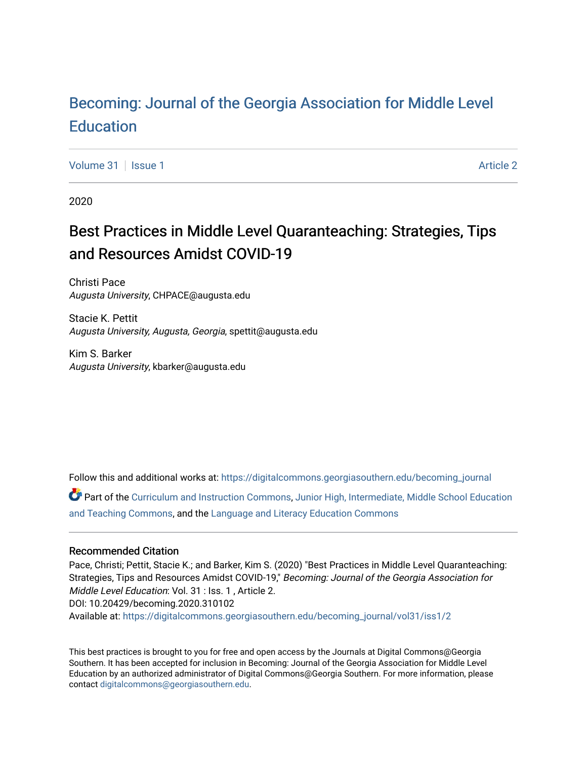[Becoming: Journal of the Georgia Association for Middle Level Education](https://digitalcommons.georgiasouthern.edu/becoming_journal)

Volume 31 | Issue 1 — Article 2

2020

# Best Practices in Middle Level Quaranteaching: Strategies, Tips and Resources Amidst COVID-19

Christi Pace
*Augusta University*, CHPACE@augusta.edu

Stacie K. Pettit
*Augusta University, Augusta, Georgia*, spettit@augusta.edu

Kim S. Barker
*Augusta University*, kbarker@augusta.edu

Follow this and additional works at: https://digitalcommons.georgiasouthern.edu/becoming_journal

Part of the Curriculum and Instruction Commons, Junior High, Intermediate, Middle School Education and Teaching Commons, and the Language and Literacy Education Commons

## Recommended Citation

Pace, Christi; Pettit, Stacie K.; and Barker, Kim S. (2020) "Best Practices in Middle Level Quaranteaching: Strategies, Tips and Resources Amidst COVID-19," *Becoming: Journal of the Georgia Association for Middle Level Education*: Vol. 31 : Iss. 1 , Article 2.
DOI: 10.20429/becoming.2020.310102
Available at: https://digitalcommons.georgiasouthern.edu/becoming_journal/vol31/iss1/2

This best practices is brought to you for free and open access by the Journals at Digital Commons@Georgia Southern. It has been accepted for inclusion in Becoming: Journal of the Georgia Association for Middle Level Education by an authorized administrator of Digital Commons@Georgia Southern. For more information, please contact digitalcommons@georgiasouthern.edu.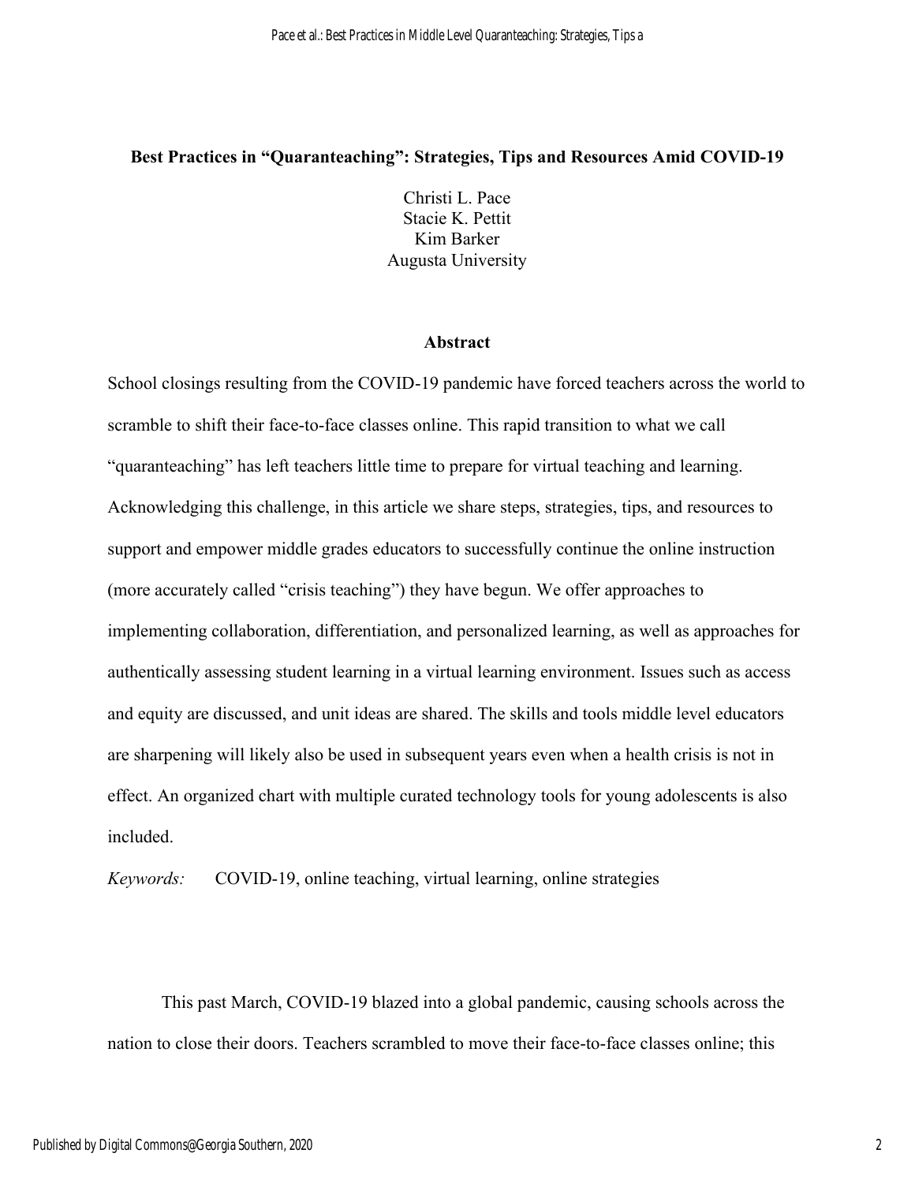# Best Practices in "Quaranteaching": Strategies, Tips and Resources Amid COVID-19

Christi L. Pace
Stacie K. Pettit
Kim Barker
Augusta University

## Abstract

School closings resulting from the COVID-19 pandemic have forced teachers across the world to scramble to shift their face-to-face classes online. This rapid transition to what we call "quaranteaching" has left teachers little time to prepare for virtual teaching and learning. Acknowledging this challenge, in this article we share steps, strategies, tips, and resources to support and empower middle grades educators to successfully continue the online instruction (more accurately called "crisis teaching") they have begun. We offer approaches to implementing collaboration, differentiation, and personalized learning, as well as approaches for authentically assessing student learning in a virtual learning environment. Issues such as access and equity are discussed, and unit ideas are shared. The skills and tools middle level educators are sharpening will likely also be used in subsequent years even when a health crisis is not in effect. An organized chart with multiple curated technology tools for young adolescents is also included.

*Keywords:* COVID-19, online teaching, virtual learning, online strategies

This past March, COVID-19 blazed into a global pandemic, causing schools across the nation to close their doors. Teachers scrambled to move their face-to-face classes online; this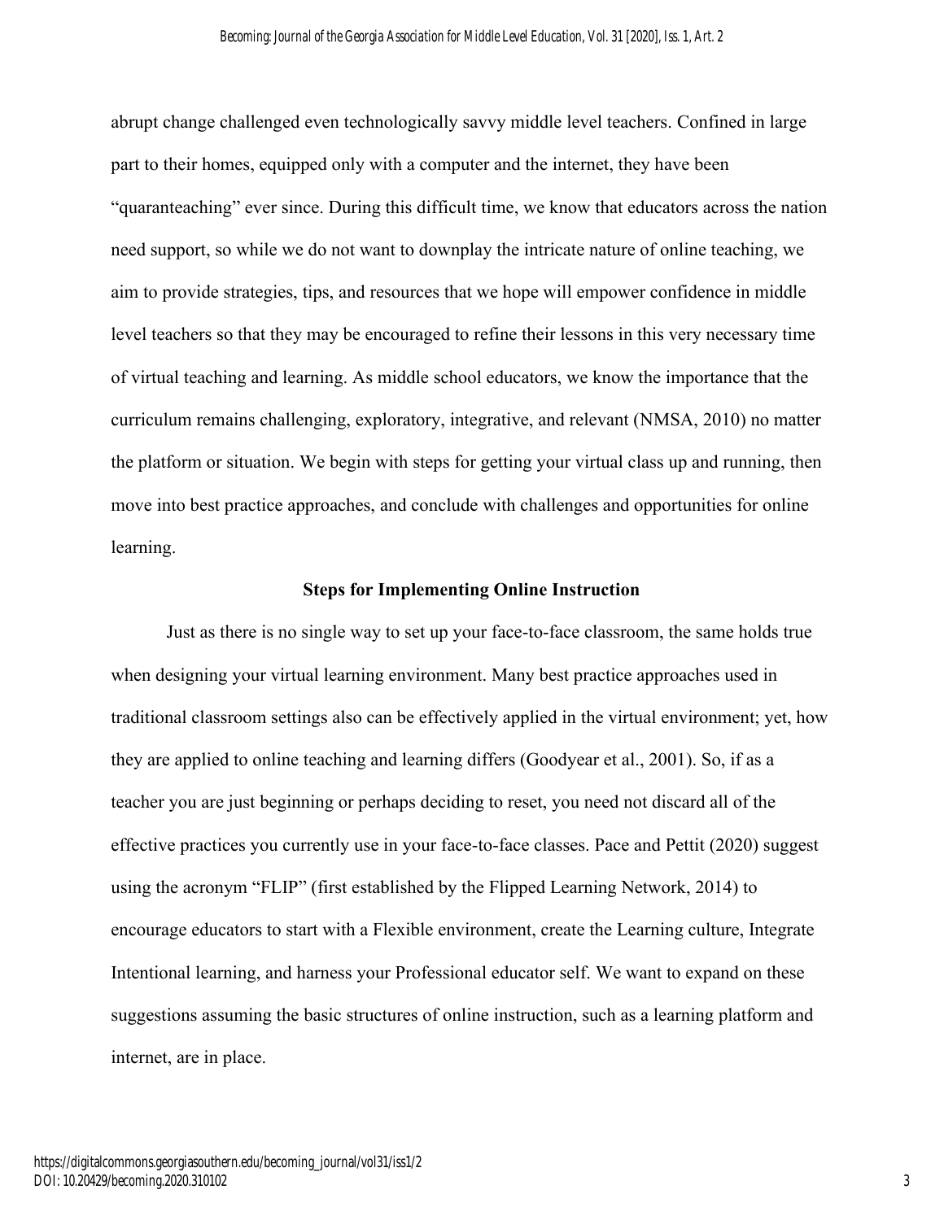abrupt change challenged even technologically savvy middle level teachers. Confined in large part to their homes, equipped only with a computer and the internet, they have been "quaranteaching" ever since. During this difficult time, we know that educators across the nation need support, so while we do not want to downplay the intricate nature of online teaching, we aim to provide strategies, tips, and resources that we hope will empower confidence in middle level teachers so that they may be encouraged to refine their lessons in this very necessary time of virtual teaching and learning. As middle school educators, we know the importance that the curriculum remains challenging, exploratory, integrative, and relevant (NMSA, 2010) no matter the platform or situation. We begin with steps for getting your virtual class up and running, then move into best practice approaches, and conclude with challenges and opportunities for online learning.

## Steps for Implementing Online Instruction

Just as there is no single way to set up your face-to-face classroom, the same holds true when designing your virtual learning environment. Many best practice approaches used in traditional classroom settings also can be effectively applied in the virtual environment; yet, how they are applied to online teaching and learning differs (Goodyear et al., 2001). So, if as a teacher you are just beginning or perhaps deciding to reset, you need not discard all of the effective practices you currently use in your face-to-face classes. Pace and Pettit (2020) suggest using the acronym "FLIP" (first established by the Flipped Learning Network, 2014) to encourage educators to start with a Flexible environment, create the Learning culture, Integrate Intentional learning, and harness your Professional educator self. We want to expand on these suggestions assuming the basic structures of online instruction, such as a learning platform and internet, are in place.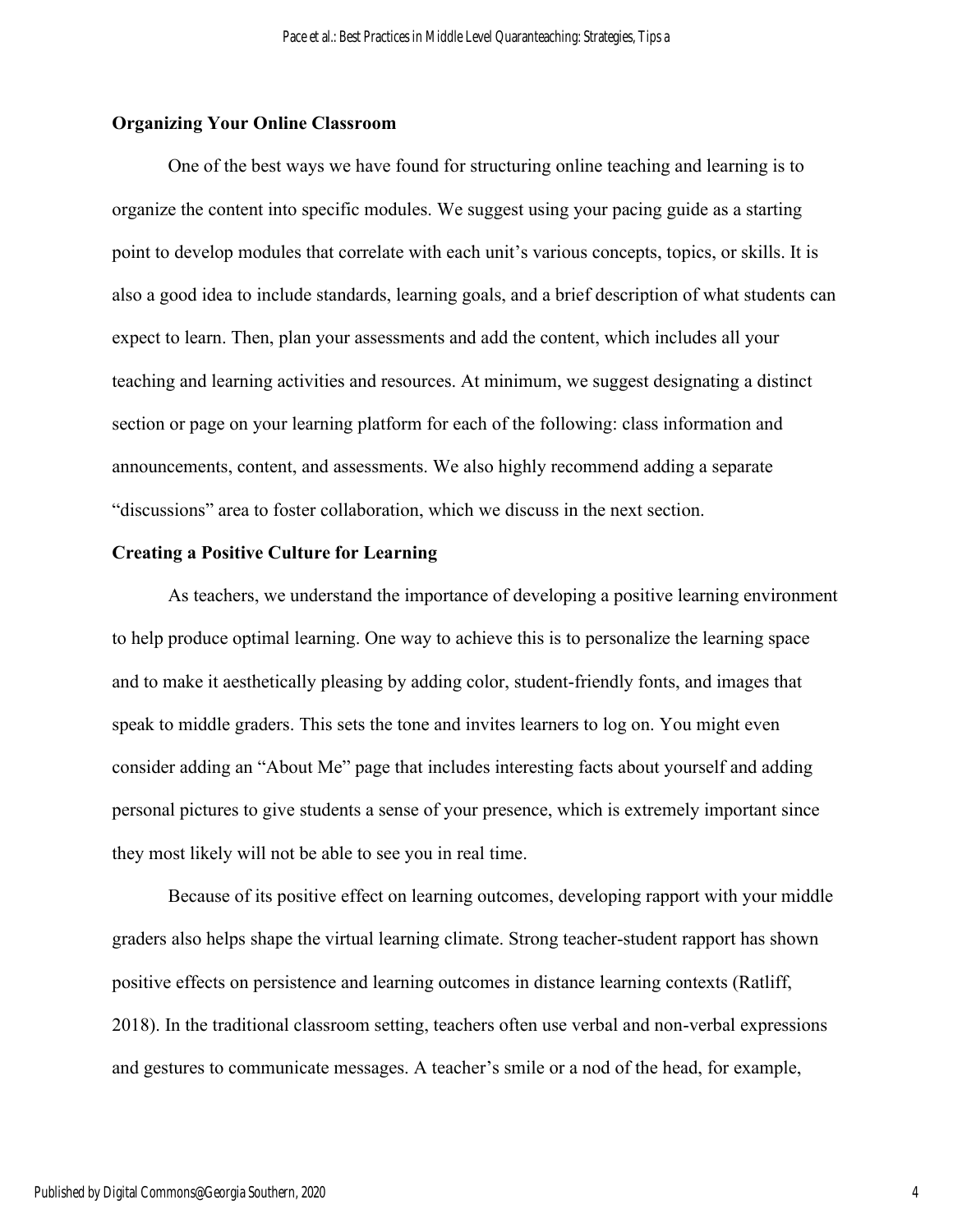**Organizing Your Online Classroom**

One of the best ways we have found for structuring online teaching and learning is to organize the content into specific modules. We suggest using your pacing guide as a starting point to develop modules that correlate with each unit's various concepts, topics, or skills. It is also a good idea to include standards, learning goals, and a brief description of what students can expect to learn. Then, plan your assessments and add the content, which includes all your teaching and learning activities and resources. At minimum, we suggest designating a distinct section or page on your learning platform for each of the following: class information and announcements, content, and assessments. We also highly recommend adding a separate "discussions" area to foster collaboration, which we discuss in the next section.

**Creating a Positive Culture for Learning**

As teachers, we understand the importance of developing a positive learning environment to help produce optimal learning. One way to achieve this is to personalize the learning space and to make it aesthetically pleasing by adding color, student-friendly fonts, and images that speak to middle graders. This sets the tone and invites learners to log on. You might even consider adding an "About Me" page that includes interesting facts about yourself and adding personal pictures to give students a sense of your presence, which is extremely important since they most likely will not be able to see you in real time.

Because of its positive effect on learning outcomes, developing rapport with your middle graders also helps shape the virtual learning climate. Strong teacher-student rapport has shown positive effects on persistence and learning outcomes in distance learning contexts (Ratliff, 2018). In the traditional classroom setting, teachers often use verbal and non-verbal expressions and gestures to communicate messages. A teacher's smile or a nod of the head, for example,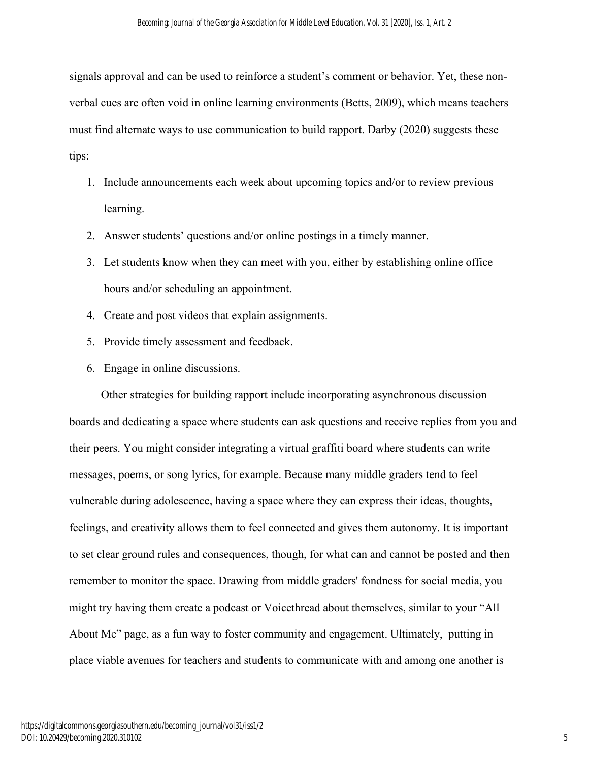signals approval and can be used to reinforce a student's comment or behavior. Yet, these non-verbal cues are often void in online learning environments (Betts, 2009), which means teachers must find alternate ways to use communication to build rapport. Darby (2020) suggests these tips:

1. Include announcements each week about upcoming topics and/or to review previous learning.
2. Answer students' questions and/or online postings in a timely manner.
3. Let students know when they can meet with you, either by establishing online office hours and/or scheduling an appointment.
4. Create and post videos that explain assignments.
5. Provide timely assessment and feedback.
6. Engage in online discussions.

Other strategies for building rapport include incorporating asynchronous discussion boards and dedicating a space where students can ask questions and receive replies from you and their peers. You might consider integrating a virtual graffiti board where students can write messages, poems, or song lyrics, for example. Because many middle graders tend to feel vulnerable during adolescence, having a space where they can express their ideas, thoughts, feelings, and creativity allows them to feel connected and gives them autonomy. It is important to set clear ground rules and consequences, though, for what can and cannot be posted and then remember to monitor the space. Drawing from middle graders' fondness for social media, you might try having them create a podcast or Voicethread about themselves, similar to your "All About Me" page, as a fun way to foster community and engagement. Ultimately, putting in place viable avenues for teachers and students to communicate with and among one another is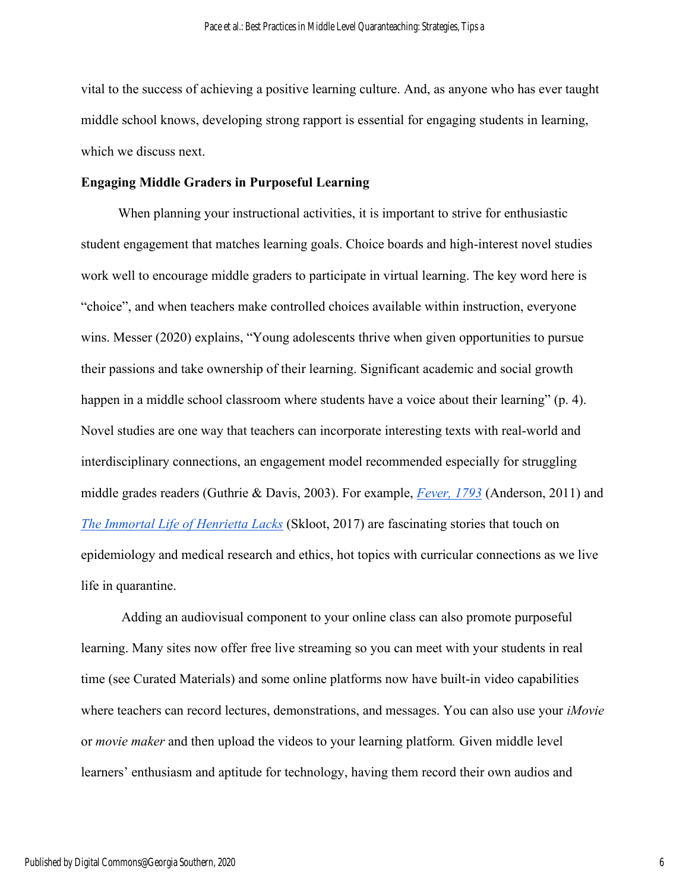vital to the success of achieving a positive learning culture. And, as anyone who has ever taught middle school knows, developing strong rapport is essential for engaging students in learning, which we discuss next.

**Engaging Middle Graders in Purposeful Learning**

When planning your instructional activities, it is important to strive for enthusiastic student engagement that matches learning goals. Choice boards and high-interest novel studies work well to encourage middle graders to participate in virtual learning. The key word here is "choice", and when teachers make controlled choices available within instruction, everyone wins. Messer (2020) explains, "Young adolescents thrive when given opportunities to pursue their passions and take ownership of their learning. Significant academic and social growth happen in a middle school classroom where students have a voice about their learning" (p. 4). Novel studies are one way that teachers can incorporate interesting texts with real-world and interdisciplinary connections, an engagement model recommended especially for struggling middle grades readers (Guthrie & Davis, 2003). For example, *Fever, 1793* (Anderson, 2011) and *The Immortal Life of Henrietta Lacks* (Skloot, 2017) are fascinating stories that touch on epidemiology and medical research and ethics, hot topics with curricular connections as we live life in quarantine.

Adding an audiovisual component to your online class can also promote purposeful learning. Many sites now offer free live streaming so you can meet with your students in real time (see Curated Materials) and some online platforms now have built-in video capabilities where teachers can record lectures, demonstrations, and messages. You can also use your *iMovie* or *movie maker* and then upload the videos to your learning platform. Given middle level learners' enthusiasm and aptitude for technology, having them record their own audios and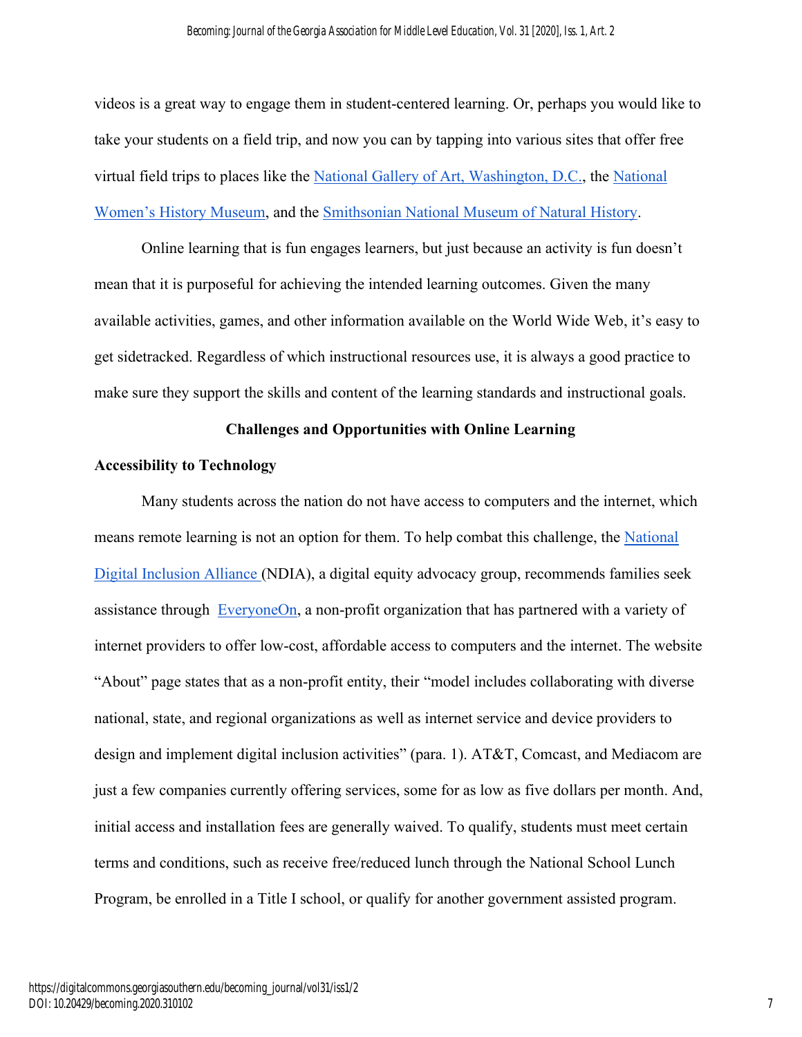videos is a great way to engage them in student-centered learning. Or, perhaps you would like to take your students on a field trip, and now you can by tapping into various sites that offer free virtual field trips to places like the National Gallery of Art, Washington, D.C., the National Women's History Museum, and the Smithsonian National Museum of Natural History.

Online learning that is fun engages learners, but just because an activity is fun doesn't mean that it is purposeful for achieving the intended learning outcomes. Given the many available activities, games, and other information available on the World Wide Web, it's easy to get sidetracked. Regardless of which instructional resources use, it is always a good practice to make sure they support the skills and content of the learning standards and instructional goals.

## Challenges and Opportunities with Online Learning

### Accessibility to Technology

Many students across the nation do not have access to computers and the internet, which means remote learning is not an option for them. To help combat this challenge, the National Digital Inclusion Alliance (NDIA), a digital equity advocacy group, recommends families seek assistance through EveryoneOn, a non-profit organization that has partnered with a variety of internet providers to offer low-cost, affordable access to computers and the internet. The website "About" page states that as a non-profit entity, their "model includes collaborating with diverse national, state, and regional organizations as well as internet service and device providers to design and implement digital inclusion activities" (para. 1). AT&T, Comcast, and Mediacom are just a few companies currently offering services, some for as low as five dollars per month. And, initial access and installation fees are generally waived. To qualify, students must meet certain terms and conditions, such as receive free/reduced lunch through the National School Lunch Program, be enrolled in a Title I school, or qualify for another government assisted program.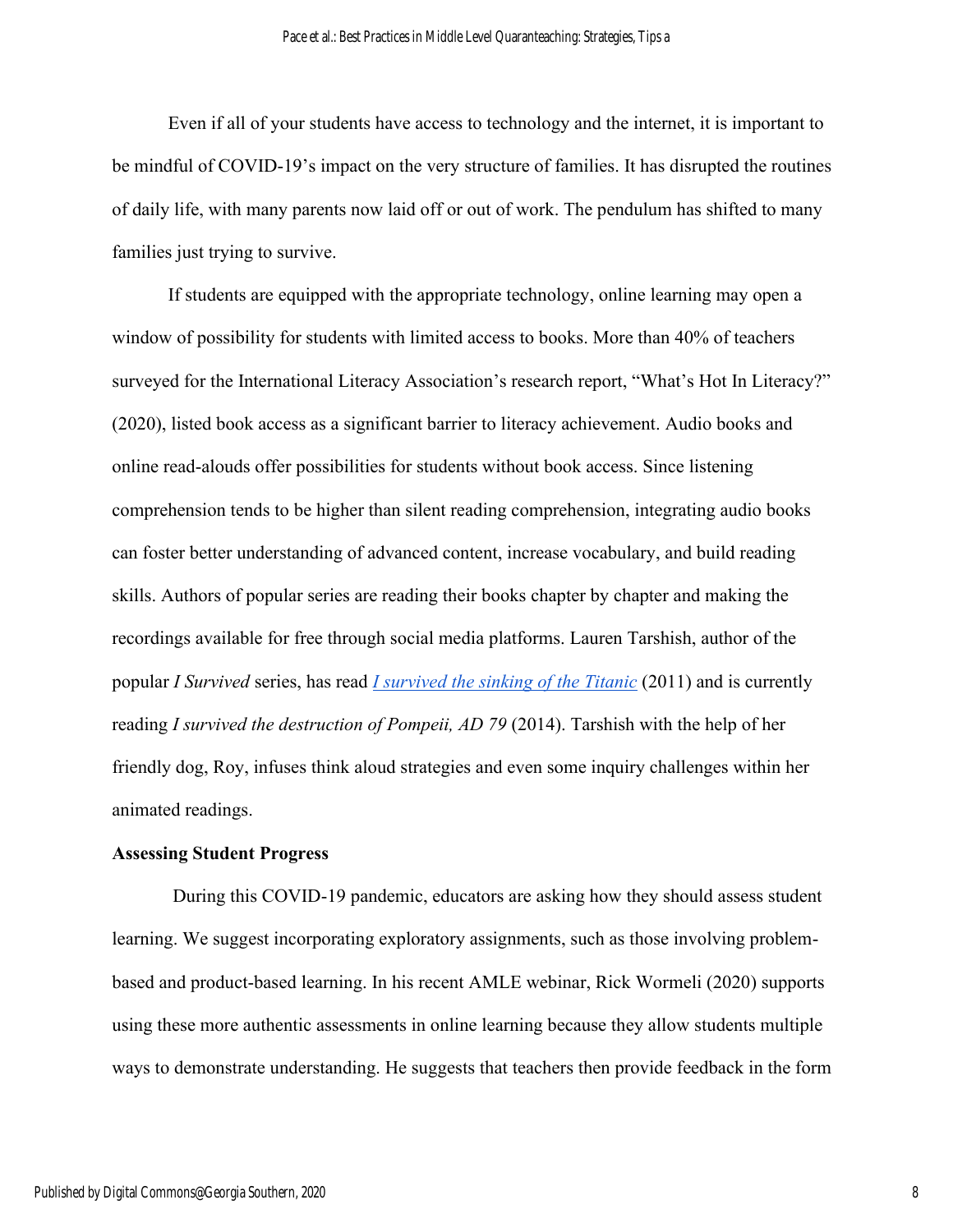Even if all of your students have access to technology and the internet, it is important to be mindful of COVID-19's impact on the very structure of families. It has disrupted the routines of daily life, with many parents now laid off or out of work. The pendulum has shifted to many families just trying to survive.

If students are equipped with the appropriate technology, online learning may open a window of possibility for students with limited access to books. More than 40% of teachers surveyed for the International Literacy Association's research report, "What's Hot In Literacy?" (2020), listed book access as a significant barrier to literacy achievement. Audio books and online read-alouds offer possibilities for students without book access. Since listening comprehension tends to be higher than silent reading comprehension, integrating audio books can foster better understanding of advanced content, increase vocabulary, and build reading skills. Authors of popular series are reading their books chapter by chapter and making the recordings available for free through social media platforms. Lauren Tarshish, author of the popular *I Survived* series, has read *I survived the sinking of the Titanic* (2011) and is currently reading *I survived the destruction of Pompeii, AD 79* (2014). Tarshish with the help of her friendly dog, Roy, infuses think aloud strategies and even some inquiry challenges within her animated readings.

**Assessing Student Progress**

During this COVID-19 pandemic, educators are asking how they should assess student learning. We suggest incorporating exploratory assignments, such as those involving problem-based and product-based learning. In his recent AMLE webinar, Rick Wormeli (2020) supports using these more authentic assessments in online learning because they allow students multiple ways to demonstrate understanding. He suggests that teachers then provide feedback in the form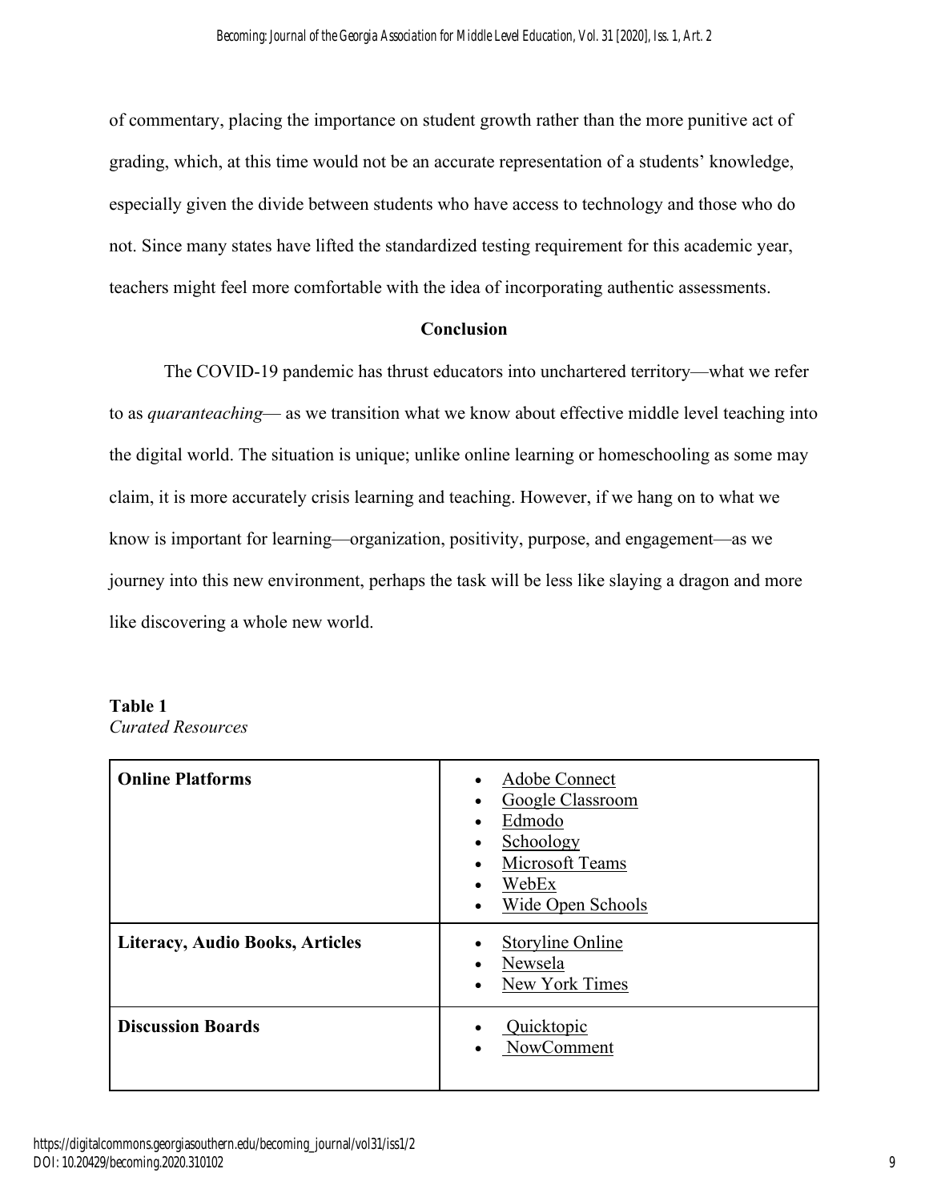of commentary, placing the importance on student growth rather than the more punitive act of grading, which, at this time would not be an accurate representation of a students' knowledge, especially given the divide between students who have access to technology and those who do not. Since many states have lifted the standardized testing requirement for this academic year, teachers might feel more comfortable with the idea of incorporating authentic assessments.

## Conclusion

The COVID-19 pandemic has thrust educators into unchartered territory—what we refer to as *quaranteaching*— as we transition what we know about effective middle level teaching into the digital world. The situation is unique; unlike online learning or homeschooling as some may claim, it is more accurately crisis learning and teaching. However, if we hang on to what we know is important for learning—organization, positivity, purpose, and engagement—as we journey into this new environment, perhaps the task will be less like slaying a dragon and more like discovering a whole new world.

**Table 1**
*Curated Resources*

| | |
|---|---|
| **Online Platforms** | • Adobe Connect<br>• Google Classroom<br>• Edmodo<br>• Schoology<br>• Microsoft Teams<br>• WebEx<br>• Wide Open Schools |
| **Literacy, Audio Books, Articles** | • Storyline Online<br>• Newsela<br>• New York Times |
| **Discussion Boards** | • Quicktopic<br>• NowComment |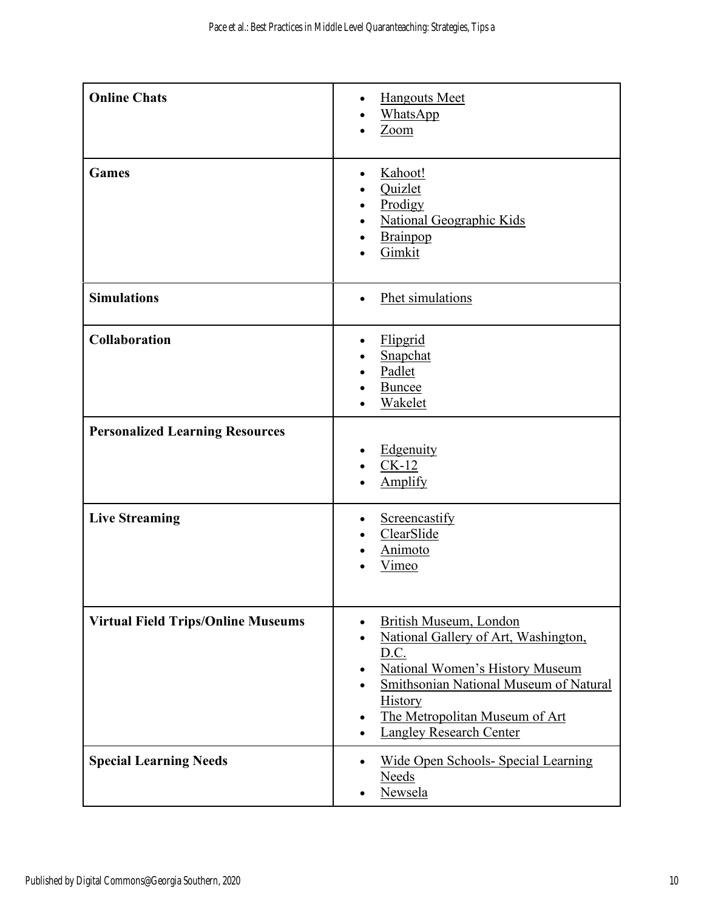| | |
|---|---|
| **Online Chats** | • Hangouts Meet<br>• WhatsApp<br>• Zoom |
| **Games** | • Kahoot!<br>• Quizlet<br>• Prodigy<br>• National Geographic Kids<br>• Brainpop<br>• Gimkit |
| **Simulations** | • Phet simulations |
| **Collaboration** | • Flipgrid<br>• Snapchat<br>• Padlet<br>• Buncee<br>• Wakelet |
| **Personalized Learning Resources** | • Edgenuity<br>• CK-12<br>• Amplify |
| **Live Streaming** | • Screencastify<br>• ClearSlide<br>• Animoto<br>• Vimeo |
| **Virtual Field Trips/Online Museums** | • British Museum, London<br>• National Gallery of Art, Washington, D.C.<br>• National Women's History Museum<br>• Smithsonian National Museum of Natural History<br>• The Metropolitan Museum of Art<br>• Langley Research Center |
| **Special Learning Needs** | • Wide Open Schools- Special Learning Needs<br>• Newsela |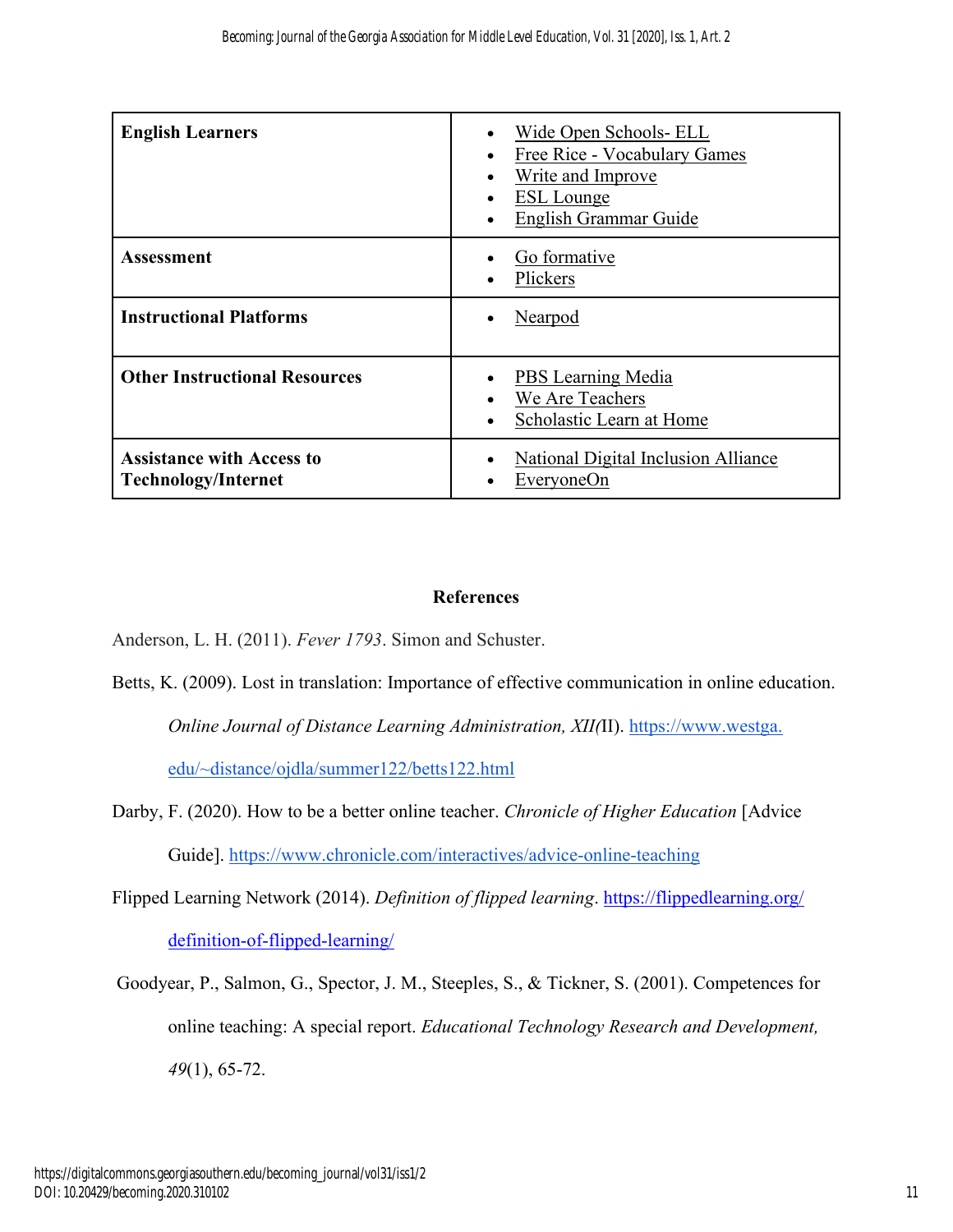| English Learners | <ul><li>Wide Open Schools- ELL</li><li>Free Rice - Vocabulary Games</li><li>Write and Improve</li><li>ESL Lounge</li><li>English Grammar Guide</li></ul> |
| --- | --- |
| **Assessment** | <ul><li>Go formative</li><li>Plickers</li></ul> |
| **Instructional Platforms** | <ul><li>Nearpod</li></ul> |
| **Other Instructional Resources** | <ul><li>PBS Learning Media</li><li>We Are Teachers</li><li>Scholastic Learn at Home</li></ul> |
| **Assistance with Access to Technology/Internet** | <ul><li>National Digital Inclusion Alliance</li><li>EveryoneOn</li></ul> |

## References

Anderson, L. H. (2011). *Fever 1793*. Simon and Schuster.

Betts, K. (2009). Lost in translation: Importance of effective communication in online education. *Online Journal of Distance Learning Administration, XII(*II). https://www.westga.edu/~distance/ojdla/summer122/betts122.html

Darby, F. (2020). How to be a better online teacher. *Chronicle of Higher Education* [Advice Guide]. https://www.chronicle.com/interactives/advice-online-teaching

Flipped Learning Network (2014). *Definition of flipped learning*. https://flippedlearning.org/definition-of-flipped-learning/

Goodyear, P., Salmon, G., Spector, J. M., Steeples, S., & Tickner, S. (2001). Competences for online teaching: A special report. *Educational Technology Research and Development, 49*(1), 65-72.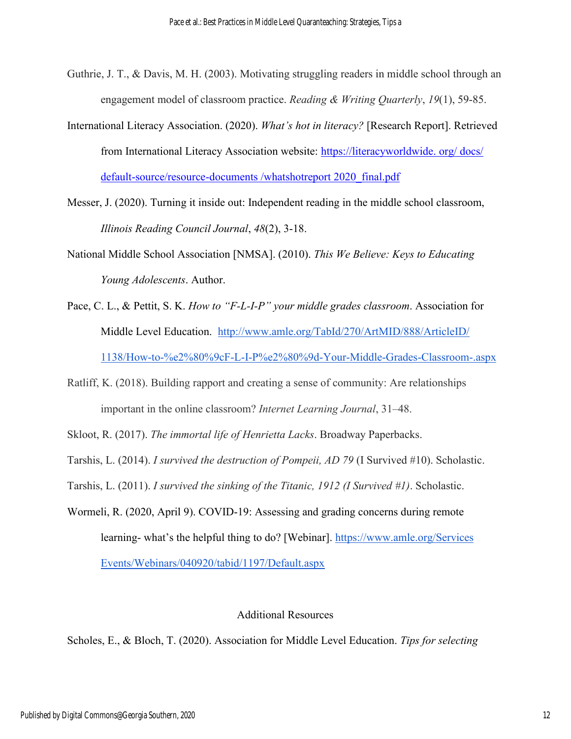Guthrie, J. T., & Davis, M. H. (2003). Motivating struggling readers in middle school through an engagement model of classroom practice. *Reading & Writing Quarterly*, *19*(1), 59-85.

International Literacy Association. (2020). *What's hot in literacy?* [Research Report]. Retrieved from International Literacy Association website: [https://literacyworldwide. org/ docs/ default-source/resource-documents /whatshotreport 2020_final.pdf](https://literacyworldwide.org/docs/default-source/resource-documents/whatshotreport2020_final.pdf)

Messer, J. (2020). Turning it inside out: Independent reading in the middle school classroom, *Illinois Reading Council Journal*, *48*(2), 3-18.

National Middle School Association [NMSA]. (2010). *This We Believe: Keys to Educating Young Adolescents*. Author.

Pace, C. L., & Pettit, S. K. *How to "F-L-I-P" your middle grades classroom*. Association for Middle Level Education. [http://www.amle.org/TabId/270/ArtMID/888/ArticleID/1138/How-to-%e2%80%9cF-L-I-P%e2%80%9d-Your-Middle-Grades-Classroom-.aspx](http://www.amle.org/TabId/270/ArtMID/888/ArticleID/1138/How-to-%e2%80%9cF-L-I-P%e2%80%9d-Your-Middle-Grades-Classroom-.aspx)

Ratliff, K. (2018). Building rapport and creating a sense of community: Are relationships important in the online classroom? *Internet Learning Journal*, 31–48.

Skloot, R. (2017). *The immortal life of Henrietta Lacks*. Broadway Paperbacks.

Tarshis, L. (2014). *I survived the destruction of Pompeii, AD 79* (I Survived #10). Scholastic.

Tarshis, L. (2011). *I survived the sinking of the Titanic, 1912 (I Survived #1)*. Scholastic.

Wormeli, R. (2020, April 9). COVID-19: Assessing and grading concerns during remote learning- what's the helpful thing to do? [Webinar]. [https://www.amle.org/Services Events/Webinars/040920/tabid/1197/Default.aspx](https://www.amle.org/ServicesEvents/Webinars/040920/tabid/1197/Default.aspx)

## Additional Resources

Scholes, E., & Bloch, T. (2020). Association for Middle Level Education. *Tips for selecting*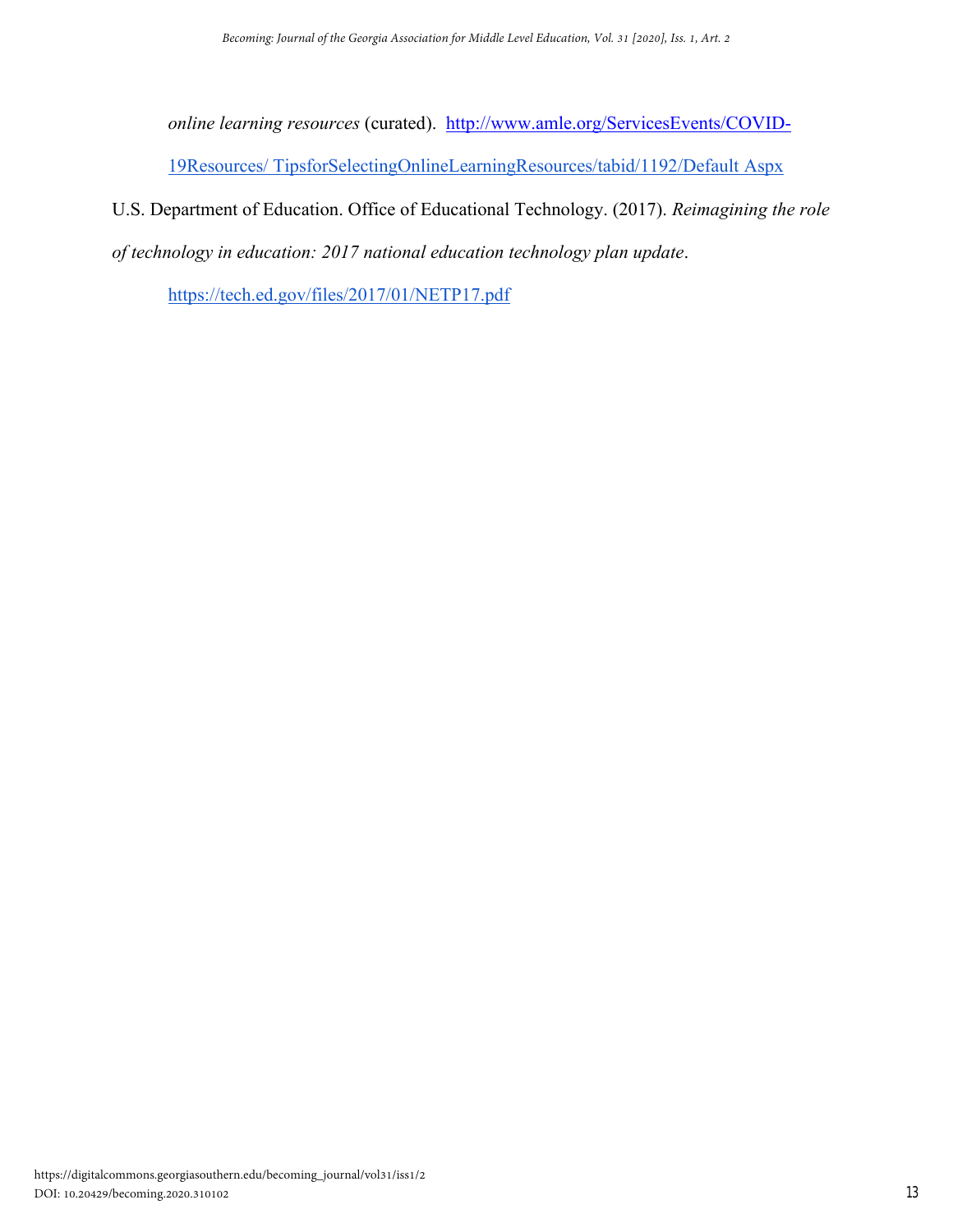*online learning resources* (curated). http://www.amle.org/ServicesEvents/COVID-19Resources/ TipsforSelectingOnlineLearningResources/tabid/1192/Default Aspx

U.S. Department of Education. Office of Educational Technology. (2017). *Reimagining the role of technology in education: 2017 national education technology plan update*. https://tech.ed.gov/files/2017/01/NETP17.pdf